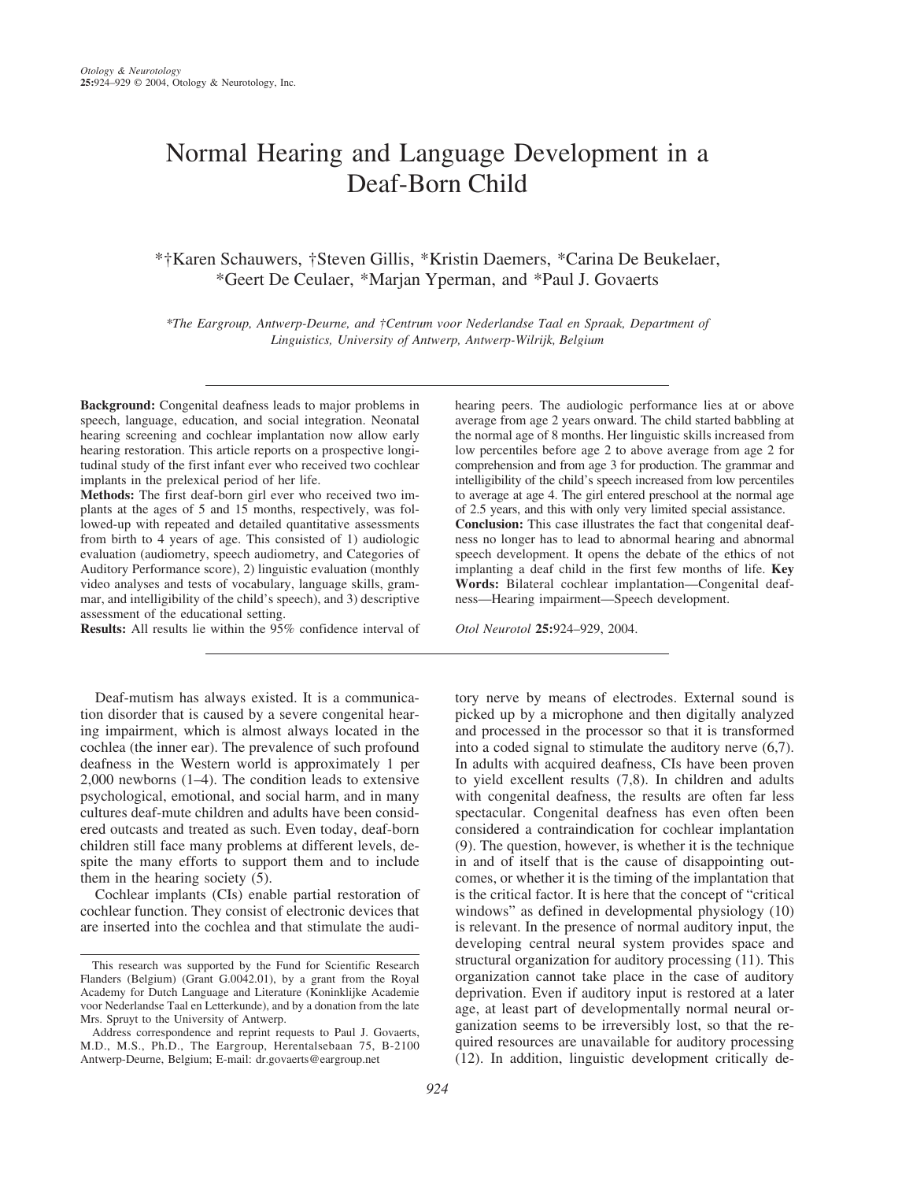# Normal Hearing and Language Development in a Deaf-Born Child

*†Karen Schauwers, †Steven Gillis, *Kristin Daemers, *Carina De Beukelaer, *Geert De Ceulaer, *Marjan Yperman, and *Paul J. Govaerts

*\*The Eargroup, Antwerp-Deurne, and †Centrum voor Nederlandse Taal en Spraak, Department of Linguistics, University of Antwerp, Antwerp-Wilrijk, Belgium*

**Background:** Congenital deafness leads to major problems in speech, language, education, and social integration. Neonatal hearing screening and cochlear implantation now allow early hearing restoration. This article reports on a prospective longitudinal study of the first infant ever who received two cochlear implants in the prelexical period of her life.

**Methods:** The first deaf-born girl ever who received two implants at the ages of 5 and 15 months, respectively, was followed-up with repeated and detailed quantitative assessments from birth to 4 years of age. This consisted of 1) audiologic evaluation (audiometry, speech audiometry, and Categories of Auditory Performance score), 2) linguistic evaluation (monthly video analyses and tests of vocabulary, language skills, grammar, and intelligibility of the child's speech), and 3) descriptive assessment of the educational setting.

**Results:** All results lie within the 95% confidence interval of hearing peers. The audiologic performance lies at or above average from age 2 years onward. The child started babbling at the normal age of 8 months. Her linguistic skills increased from low percentiles before age 2 to above average from age 2 for comprehension and from age 3 for production. The grammar and intelligibility of the child's speech increased from low percentiles to average at age 4. The girl entered preschool at the normal age of 2.5 years, and this with only very limited special assistance.

**Conclusion:** This case illustrates the fact that congenital deafness no longer has to lead to abnormal hearing and abnormal speech development. It opens the debate of the ethics of not implanting a deaf child in the first few months of life. **Key Words:** Bilateral cochlear implantation—Congenital deafness—Hearing impairment—Speech development.

*Otol Neurotol* **25:**924–929, 2004.

Deaf-mutism has always existed. It is a communication disorder that is caused by a severe congenital hearing impairment, which is almost always located in the cochlea (the inner ear). The prevalence of such profound deafness in the Western world is approximately 1 per 2,000 newborns (1–4). The condition leads to extensive psychological, emotional, and social harm, and in many cultures deaf-mute children and adults have been considered outcasts and treated as such. Even today, deaf-born children still face many problems at different levels, despite the many efforts to support them and to include them in the hearing society (5).

Cochlear implants (CIs) enable partial restoration of cochlear function. They consist of electronic devices that are inserted into the cochlea and that stimulate the auditory nerve by means of electrodes. External sound is picked up by a microphone and then digitally analyzed and processed in the processor so that it is transformed into a coded signal to stimulate the auditory nerve (6,7). In adults with acquired deafness, CIs have been proven to yield excellent results (7,8). In children and adults with congenital deafness, the results are often far less spectacular. Congenital deafness has even often been considered a contraindication for cochlear implantation (9). The question, however, is whether it is the technique in and of itself that is the cause of disappointing outcomes, or whether it is the timing of the implantation that is the critical factor. It is here that the concept of "critical windows" as defined in developmental physiology (10) is relevant. In the presence of normal auditory input, the developing central neural system provides space and structural organization for auditory processing (11). This organization cannot take place in the case of auditory deprivation. Even if auditory input is restored at a later age, at least part of developmentally normal neural organization seems to be irreversibly lost, so that the required resources are unavailable for auditory processing (12). In addition, linguistic development critically de-

This research was supported by the Fund for Scientific Research Flanders (Belgium) (Grant G.0042.01), by a grant from the Royal Academy for Dutch Language and Literature (Koninklijke Academie voor Nederlandse Taal en Letterkunde), and by a donation from the late Mrs. Spruyt to the University of Antwerp.

Address correspondence and reprint requests to Paul J. Govaerts, M.D., M.S., Ph.D., The Eargroup, Herentalsebaan 75, B-2100 Antwerp-Deurne, Belgium; E-mail: dr.govaerts@eargroup.net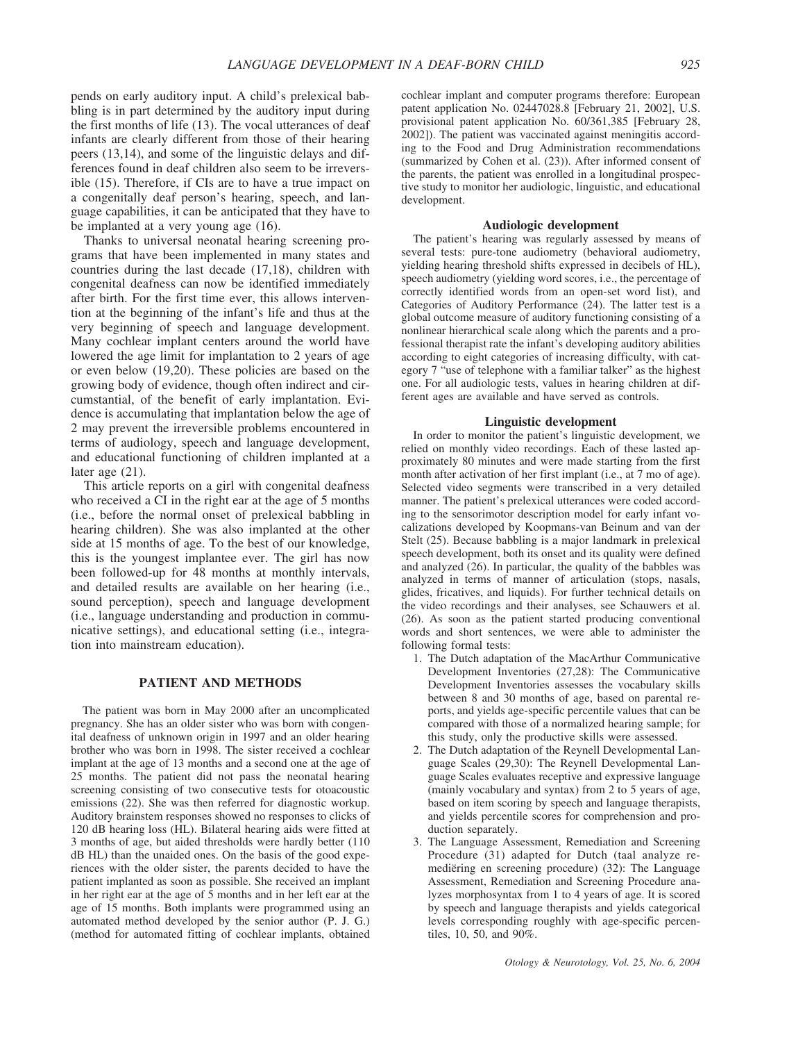pends on early auditory input. A child's prelexical babbling is in part determined by the auditory input during the first months of life (13). The vocal utterances of deaf infants are clearly different from those of their hearing peers (13,14), and some of the linguistic delays and differences found in deaf children also seem to be irreversible (15). Therefore, if CIs are to have a true impact on a congenitally deaf person's hearing, speech, and language capabilities, it can be anticipated that they have to be implanted at a very young age (16).

Thanks to universal neonatal hearing screening programs that have been implemented in many states and countries during the last decade (17,18), children with congenital deafness can now be identified immediately after birth. For the first time ever, this allows intervention at the beginning of the infant's life and thus at the very beginning of speech and language development. Many cochlear implant centers around the world have lowered the age limit for implantation to 2 years of age or even below (19,20). These policies are based on the growing body of evidence, though often indirect and circumstantial, of the benefit of early implantation. Evidence is accumulating that implantation below the age of 2 may prevent the irreversible problems encountered in terms of audiology, speech and language development, and educational functioning of children implanted at a later age (21).

This article reports on a girl with congenital deafness who received a CI in the right ear at the age of 5 months (i.e., before the normal onset of prelexical babbling in hearing children). She was also implanted at the other side at 15 months of age. To the best of our knowledge, this is the youngest implantee ever. The girl has now been followed-up for 48 months at monthly intervals, and detailed results are available on her hearing (i.e., sound perception), speech and language development (i.e., language understanding and production in communicative settings), and educational setting (i.e., integration into mainstream education).

## PATIENT AND METHODS

The patient was born in May 2000 after an uncomplicated pregnancy. She has an older sister who was born with congenital deafness of unknown origin in 1997 and an older hearing brother who was born in 1998. The sister received a cochlear implant at the age of 13 months and a second one at the age of 25 months. The patient did not pass the neonatal hearing screening consisting of two consecutive tests for otoacoustic emissions (22). She was then referred for diagnostic workup. Auditory brainstem responses showed no responses to clicks of 120 dB hearing loss (HL). Bilateral hearing aids were fitted at 3 months of age, but aided thresholds were hardly better (110 dB HL) than the unaided ones. On the basis of the good experiences with the older sister, the parents decided to have the patient implanted as soon as possible. She received an implant in her right ear at the age of 5 months and in her left ear at the age of 15 months. Both implants were programmed using an automated method developed by the senior author (P. J. G.) (method for automated fitting of cochlear implants, obtained cochlear implant and computer programs therefore: European patent application No. 02447028.8 [February 21, 2002], U.S. provisional patent application No. 60/361,385 [February 28, 2002]). The patient was vaccinated against meningitis according to the Food and Drug Administration recommendations (summarized by Cohen et al. (23)). After informed consent of the parents, the patient was enrolled in a longitudinal prospective study to monitor her audiologic, linguistic, and educational development.

### Audiologic development

The patient's hearing was regularly assessed by means of several tests: pure-tone audiometry (behavioral audiometry, yielding hearing threshold shifts expressed in decibels of HL), speech audiometry (yielding word scores, i.e., the percentage of correctly identified words from an open-set word list), and Categories of Auditory Performance (24). The latter test is a global outcome measure of auditory functioning consisting of a nonlinear hierarchical scale along which the parents and a professional therapist rate the infant's developing auditory abilities according to eight categories of increasing difficulty, with category 7 "use of telephone with a familiar talker" as the highest one. For all audiologic tests, values in hearing children at different ages are available and have served as controls.

### Linguistic development

In order to monitor the patient's linguistic development, we relied on monthly video recordings. Each of these lasted approximately 80 minutes and were made starting from the first month after activation of her first implant (i.e., at 7 mo of age). Selected video segments were transcribed in a very detailed manner. The patient's prelexical utterances were coded according to the sensorimotor description model for early infant vocalizations developed by Koopmans-van Beinum and van der Stelt (25). Because babbling is a major landmark in prelexical speech development, both its onset and its quality were defined and analyzed (26). In particular, the quality of the babbles was analyzed in terms of manner of articulation (stops, nasals, glides, fricatives, and liquids). For further technical details on the video recordings and their analyses, see Schauwers et al. (26). As soon as the patient started producing conventional words and short sentences, we were able to administer the following formal tests:

1. The Dutch adaptation of the MacArthur Communicative Development Inventories (27,28): The Communicative Development Inventories assesses the vocabulary skills between 8 and 30 months of age, based on parental reports, and yields age-specific percentile values that can be compared with those of a normalized hearing sample; for this study, only the productive skills were assessed.
2. The Dutch adaptation of the Reynell Developmental Language Scales (29,30): The Reynell Developmental Language Scales evaluates receptive and expressive language (mainly vocabulary and syntax) from 2 to 5 years of age, based on item scoring by speech and language therapists, and yields percentile scores for comprehension and production separately.
3. The Language Assessment, Remediation and Screening Procedure (31) adapted for Dutch (taal analyze remediëring en screening procedure) (32): The Language Assessment, Remediation and Screening Procedure analyzes morphosyntax from 1 to 4 years of age. It is scored by speech and language therapists and yields categorical levels corresponding roughly with age-specific percentiles, 10, 50, and 90%.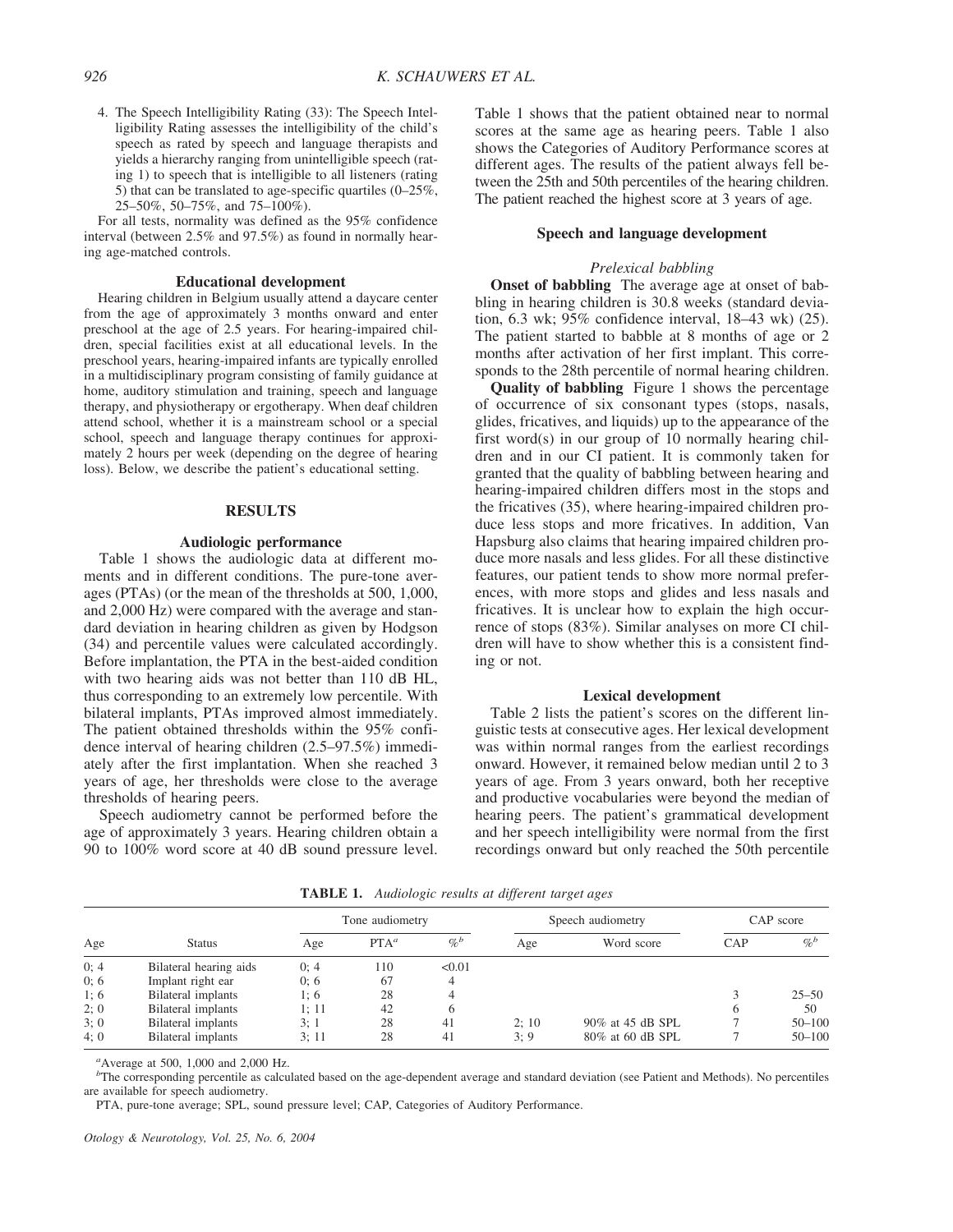4. The Speech Intelligibility Rating (33): The Speech Intelligibility Rating assesses the intelligibility of the child's speech as rated by speech and language therapists and yields a hierarchy ranging from unintelligible speech (rating 1) to speech that is intelligible to all listeners (rating 5) that can be translated to age-specific quartiles (0–25%, 25–50%, 50–75%, and 75–100%).

For all tests, normality was defined as the 95% confidence interval (between 2.5% and 97.5%) as found in normally hearing age-matched controls.

### Educational development

Hearing children in Belgium usually attend a daycare center from the age of approximately 3 months onward and enter preschool at the age of 2.5 years. For hearing-impaired children, special facilities exist at all educational levels. In the preschool years, hearing-impaired infants are typically enrolled in a multidisciplinary program consisting of family guidance at home, auditory stimulation and training, speech and language therapy, and physiotherapy or ergotherapy. When deaf children attend school, whether it is a mainstream school or a special school, speech and language therapy continues for approximately 2 hours per week (depending on the degree of hearing loss). Below, we describe the patient's educational setting.

## RESULTS

### Audiologic performance

Table 1 shows the audiologic data at different moments and in different conditions. The pure-tone averages (PTAs) (or the mean of the thresholds at 500, 1,000, and 2,000 Hz) were compared with the average and standard deviation in hearing children as given by Hodgson (34) and percentile values were calculated accordingly. Before implantation, the PTA in the best-aided condition with two hearing aids was not better than 110 dB HL, thus corresponding to an extremely low percentile. With bilateral implants, PTAs improved almost immediately. The patient obtained thresholds within the 95% confidence interval of hearing children (2.5–97.5%) immediately after the first implantation. When she reached 3 years of age, her thresholds were close to the average thresholds of hearing peers.

Speech audiometry cannot be performed before the age of approximately 3 years. Hearing children obtain a 90 to 100% word score at 40 dB sound pressure level. Table 1 shows that the patient obtained near to normal scores at the same age as hearing peers. Table 1 also shows the Categories of Auditory Performance scores at different ages. The results of the patient always fell between the 25th and 50th percentiles of the hearing children. The patient reached the highest score at 3 years of age.

### Speech and language development

#### *Prelexical babbling*

**Onset of babbling** The average age at onset of babbling in hearing children is 30.8 weeks (standard deviation, 6.3 wk; 95% confidence interval, 18–43 wk) (25). The patient started to babble at 8 months of age or 2 months after activation of her first implant. This corresponds to the 28th percentile of normal hearing children.

**Quality of babbling** Figure 1 shows the percentage of occurrence of six consonant types (stops, nasals, glides, fricatives, and liquids) up to the appearance of the first word(s) in our group of 10 normally hearing children and in our CI patient. It is commonly taken for granted that the quality of babbling between hearing and hearing-impaired children differs most in the stops and the fricatives (35), where hearing-impaired children produce less stops and more fricatives. In addition, Van Hapsburg also claims that hearing impaired children produce more nasals and less glides. For all these distinctive features, our patient tends to show more normal preferences, with more stops and glides and less nasals and fricatives. It is unclear how to explain the high occurrence of stops (83%). Similar analyses on more CI children will have to show whether this is a consistent finding or not.

### Lexical development

Table 2 lists the patient's scores on the different linguistic tests at consecutive ages. Her lexical development was within normal ranges from the earliest recordings onward. However, it remained below median until 2 to 3 years of age. From 3 years onward, both her receptive and productive vocabularies were beyond the median of hearing peers. The patient's grammatical development and her speech intelligibility were normal from the first recordings onward but only reached the 50th percentile

**TABLE 1.** *Audiologic results at different target ages*

| Age | Status | Tone audiometry | | | Speech audiometry | | CAP score | |
|---|---|---|---|---|---|---|---|---|
| | | Age | PTA[a] | %[b] | Age | Word score | CAP | %[b] |
| 0; 4 | Bilateral hearing aids | 0; 4 | 110 | <0.01 | | | | |
| 0; 6 | Implant right ear | 0; 6 | 67 | 4 | | | | |
| 1; 6 | Bilateral implants | 1; 6 | 28 | 4 | | | 3 | 25–50 |
| 2; 0 | Bilateral implants | 1; 11 | 42 | 6 | | | 6 | 50 |
| 3; 0 | Bilateral implants | 3; 1 | 28 | 41 | 2; 10 | 90% at 45 dB SPL | 7 | 50–100 |
| 4; 0 | Bilateral implants | 3; 11 | 28 | 41 | 3; 9 | 80% at 60 dB SPL | 7 | 50–100 |

[a]Average at 500, 1,000 and 2,000 Hz.

[b]The corresponding percentile as calculated based on the age-dependent average and standard deviation (see Patient and Methods). No percentiles are available for speech audiometry.

PTA, pure-tone average; SPL, sound pressure level; CAP, Categories of Auditory Performance.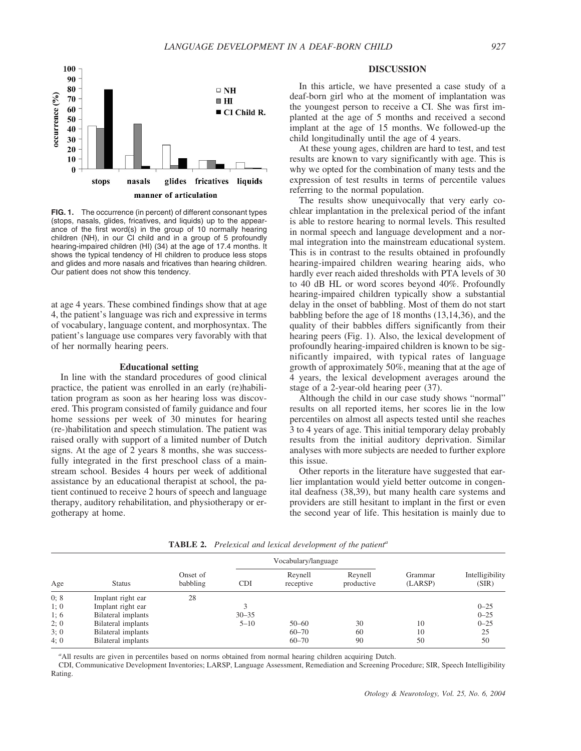**FIG. 1.** The occurrence (in percent) of different consonant types (stops, nasals, glides, fricatives, and liquids) up to the appearance of the first word(s) in the group of 10 normally hearing children (NH), in our CI child and in a group of 5 profoundly hearing-impaired children (HI) (34) at the age of 17.4 months. It shows the typical tendency of HI children to produce less stops and glides and more nasals and fricatives than hearing children. Our patient does not show this tendency.

at age 4 years. These combined findings show that at age 4, the patient's language was rich and expressive in terms of vocabulary, language content, and morphosyntax. The patient's language use compares very favorably with that of her normally hearing peers.

### Educational setting

In line with the standard procedures of good clinical practice, the patient was enrolled in an early (re)habilitation program as soon as her hearing loss was discovered. This program consisted of family guidance and four home sessions per week of 30 minutes for hearing (re-)habilitation and speech stimulation. The patient was raised orally with support of a limited number of Dutch signs. At the age of 2 years 8 months, she was successfully integrated in the first preschool class of a mainstream school. Besides 4 hours per week of additional assistance by an educational therapist at school, the patient continued to receive 2 hours of speech and language therapy, auditory rehabilitation, and physiotherapy or ergotherapy at home.

## DISCUSSION

In this article, we have presented a case study of a deaf-born girl who at the moment of implantation was the youngest person to receive a CI. She was first implanted at the age of 5 months and received a second implant at the age of 15 months. We followed-up the child longitudinally until the age of 4 years.

At these young ages, children are hard to test, and test results are known to vary significantly with age. This is why we opted for the combination of many tests and the expression of test results in terms of percentile values referring to the normal population.

The results show unequivocally that very early cochlear implantation in the prelexical period of the infant is able to restore hearing to normal levels. This resulted in normal speech and language development and a normal integration into the mainstream educational system. This is in contrast to the results obtained in profoundly hearing-impaired children wearing hearing aids, who hardly ever reach aided thresholds with PTA levels of 30 to 40 dB HL or word scores beyond 40%. Profoundly hearing-impaired children typically show a substantial delay in the onset of babbling. Most of them do not start babbling before the age of 18 months (13,14,36), and the quality of their babbles differs significantly from their hearing peers (Fig. 1). Also, the lexical development of profoundly hearing-impaired children is known to be significantly impaired, with typical rates of language growth of approximately 50%, meaning that at the age of 4 years, the lexical development averages around the stage of a 2-year-old hearing peer (37).

Although the child in our case study shows "normal" results on all reported items, her scores lie in the low percentiles on almost all aspects tested until she reaches 3 to 4 years of age. This initial temporary delay probably results from the initial auditory deprivation. Similar analyses with more subjects are needed to further explore this issue.

Other reports in the literature have suggested that earlier implantation would yield better outcome in congenital deafness (38,39), but many health care systems and providers are still hesitant to implant in the first or even the second year of life. This hesitation is mainly due to

**TABLE 2.** *Prelexical and lexical development of the patient*[a]

| Age | Status | Onset of babbling | Vocabulary/language | | | Grammar (LARSP) | Intelligibility (SIR) |
|---|---|---|---|---|---|---|---|
| | | | CDI | Reynell receptive | Reynell productive | | |
| 0; 8 | Implant right ear | 28 | | | | | |
| 1; 0 | Implant right ear | | 3 | | | | 0–25 |
| 1; 6 | Bilateral implants | | 30–35 | | | | 0–25 |
| 2; 0 | Bilateral implants | | 5–10 | 50–60 | 30 | 10 | 0–25 |
| 3; 0 | Bilateral implants | | | 60–70 | 60 | 10 | 25 |
| 4; 0 | Bilateral implants | | | 60–70 | 90 | 50 | 50 |

[a]All results are given in percentiles based on norms obtained from normal hearing children acquiring Dutch.

CDI, Communicative Development Inventories; LARSP, Language Assessment, Remediation and Screening Procedure; SIR, Speech Intelligibility Rating.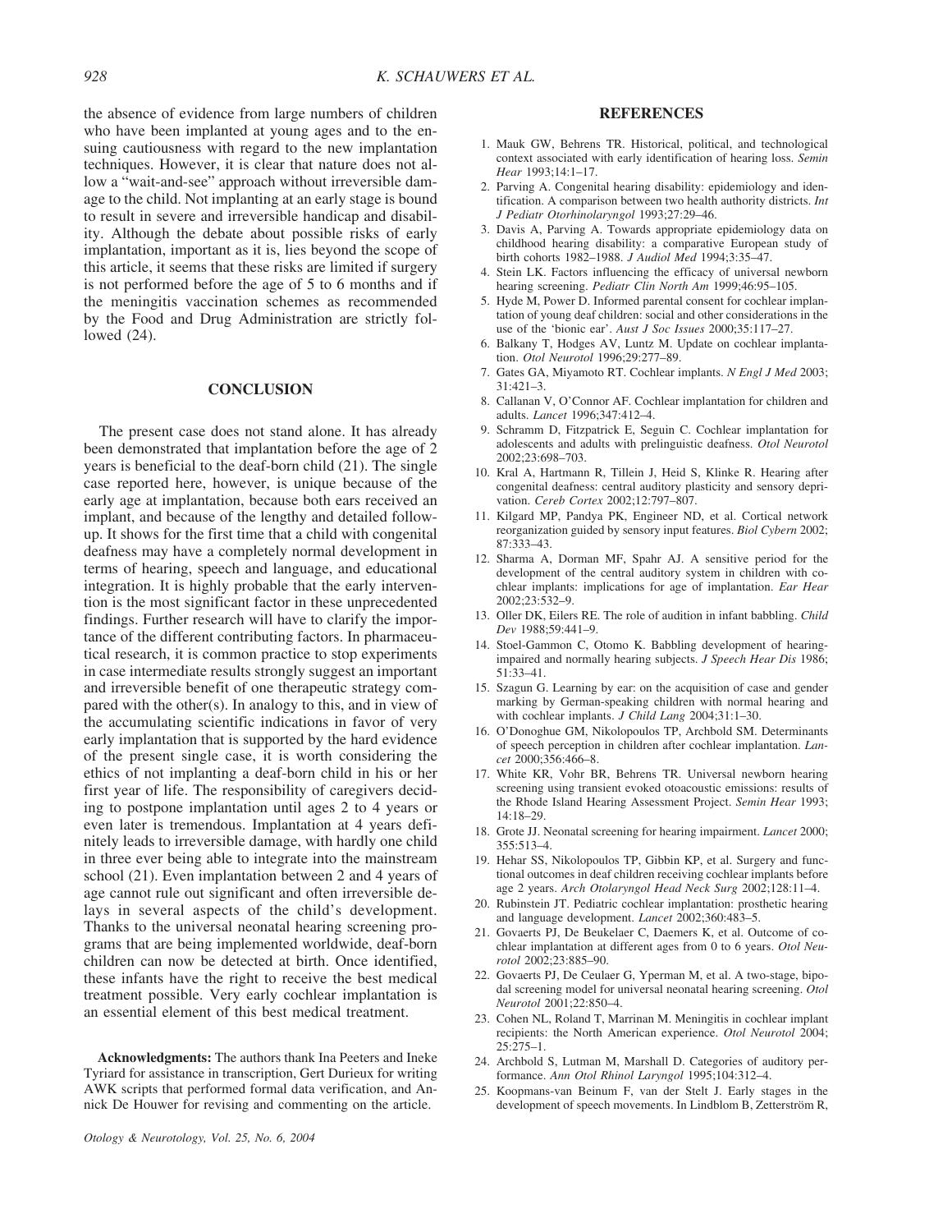the absence of evidence from large numbers of children who have been implanted at young ages and to the ensuing cautiousness with regard to the new implantation techniques. However, it is clear that nature does not allow a "wait-and-see" approach without irreversible damage to the child. Not implanting at an early stage is bound to result in severe and irreversible handicap and disability. Although the debate about possible risks of early implantation, important as it is, lies beyond the scope of this article, it seems that these risks are limited if surgery is not performed before the age of 5 to 6 months and if the meningitis vaccination schemes as recommended by the Food and Drug Administration are strictly followed (24).

## CONCLUSION

The present case does not stand alone. It has already been demonstrated that implantation before the age of 2 years is beneficial to the deaf-born child (21). The single case reported here, however, is unique because of the early age at implantation, because both ears received an implant, and because of the lengthy and detailed follow-up. It shows for the first time that a child with congenital deafness may have a completely normal development in terms of hearing, speech and language, and educational integration. It is highly probable that the early intervention is the most significant factor in these unprecedented findings. Further research will have to clarify the importance of the different contributing factors. In pharmaceutical research, it is common practice to stop experiments in case intermediate results strongly suggest an important and irreversible benefit of one therapeutic strategy compared with the other(s). In analogy to this, and in view of the accumulating scientific indications in favor of very early implantation that is supported by the hard evidence of the present single case, it is worth considering the ethics of not implanting a deaf-born child in his or her first year of life. The responsibility of caregivers deciding to postpone implantation until ages 2 to 4 years or even later is tremendous. Implantation at 4 years definitely leads to irreversible damage, with hardly one child in three ever being able to integrate into the mainstream school (21). Even implantation between 2 and 4 years of age cannot rule out significant and often irreversible delays in several aspects of the child's development. Thanks to the universal neonatal hearing screening programs that are being implemented worldwide, deaf-born children can now be detected at birth. Once identified, these infants have the right to receive the best medical treatment possible. Very early cochlear implantation is an essential element of this best medical treatment.

**Acknowledgments:** The authors thank Ina Peeters and Ineke Tyriard for assistance in transcription, Gert Durieux for writing AWK scripts that performed formal data verification, and Annick De Houwer for revising and commenting on the article.

## REFERENCES

1. Mauk GW, Behrens TR. Historical, political, and technological context associated with early identification of hearing loss. *Semin Hear* 1993;14:1–17.
2. Parving A. Congenital hearing disability: epidemiology and identification. A comparison between two health authority districts. *Int J Pediatr Otorhinolaryngol* 1993;27:29–46.
3. Davis A, Parving A. Towards appropriate epidemiology data on childhood hearing disability: a comparative European study of birth cohorts 1982–1988. *J Audiol Med* 1994;3:35–47.
4. Stein LK. Factors influencing the efficacy of universal newborn hearing screening. *Pediatr Clin North Am* 1999;46:95–105.
5. Hyde M, Power D. Informed parental consent for cochlear implantation of young deaf children: social and other considerations in the use of the 'bionic ear'. *Aust J Soc Issues* 2000;35:117–27.
6. Balkany T, Hodges AV, Luntz M. Update on cochlear implantation. *Otol Neurotol* 1996;29:277–89.
7. Gates GA, Miyamoto RT. Cochlear implants. *N Engl J Med* 2003; 31:421–3.
8. Callanan V, O'Connor AF. Cochlear implantation for children and adults. *Lancet* 1996;347:412–4.
9. Schramm D, Fitzpatrick E, Seguin C. Cochlear implantation for adolescents and adults with prelinguistic deafness. *Otol Neurotol* 2002;23:698–703.
10. Kral A, Hartmann R, Tillein J, Heid S, Klinke R. Hearing after congenital deafness: central auditory plasticity and sensory deprivation. *Cereb Cortex* 2002;12:797–807.
11. Kilgard MP, Pandya PK, Engineer ND, et al. Cortical network reorganization guided by sensory input features. *Biol Cybern* 2002; 87:333–43.
12. Sharma A, Dorman MF, Spahr AJ. A sensitive period for the development of the central auditory system in children with cochlear implants: implications for age of implantation. *Ear Hear* 2002;23:532–9.
13. Oller DK, Eilers RE. The role of audition in infant babbling. *Child Dev* 1988;59:441–9.
14. Stoel-Gammon C, Otomo K. Babbling development of hearing-impaired and normally hearing subjects. *J Speech Hear Dis* 1986; 51:33–41.
15. Szagun G. Learning by ear: on the acquisition of case and gender marking by German-speaking children with normal hearing and with cochlear implants. *J Child Lang* 2004;31:1–30.
16. O'Donoghue GM, Nikolopoulos TP, Archbold SM. Determinants of speech perception in children after cochlear implantation. *Lancet* 2000;356:466–8.
17. White KR, Vohr BR, Behrens TR. Universal newborn hearing screening using transient evoked otoacoustic emissions: results of the Rhode Island Hearing Assessment Project. *Semin Hear* 1993; 14:18–29.
18. Grote JJ. Neonatal screening for hearing impairment. *Lancet* 2000; 355:513–4.
19. Hehar SS, Nikolopoulos TP, Gibbin KP, et al. Surgery and functional outcomes in deaf children receiving cochlear implants before age 2 years. *Arch Otolaryngol Head Neck Surg* 2002;128:11–4.
20. Rubinstein JT. Pediatric cochlear implantation: prosthetic hearing and language development. *Lancet* 2002;360:483–5.
21. Govaerts PJ, De Beukelaer C, Daemers K, et al. Outcome of cochlear implantation at different ages from 0 to 6 years. *Otol Neurotol* 2002;23:885–90.
22. Govaerts PJ, De Ceulaer G, Yperman M, et al. A two-stage, bipodal screening model for universal neonatal hearing screening. *Otol Neurotol* 2001;22:850–4.
23. Cohen NL, Roland T, Marrinan M. Meningitis in cochlear implant recipients: the North American experience. *Otol Neurotol* 2004; 25:275–1.
24. Archbold S, Lutman M, Marshall D. Categories of auditory performance. *Ann Otol Rhinol Laryngol* 1995;104:312–4.
25. Koopmans-van Beinum F, van der Stelt J. Early stages in the development of speech movements. In Lindblom B, Zetterström R,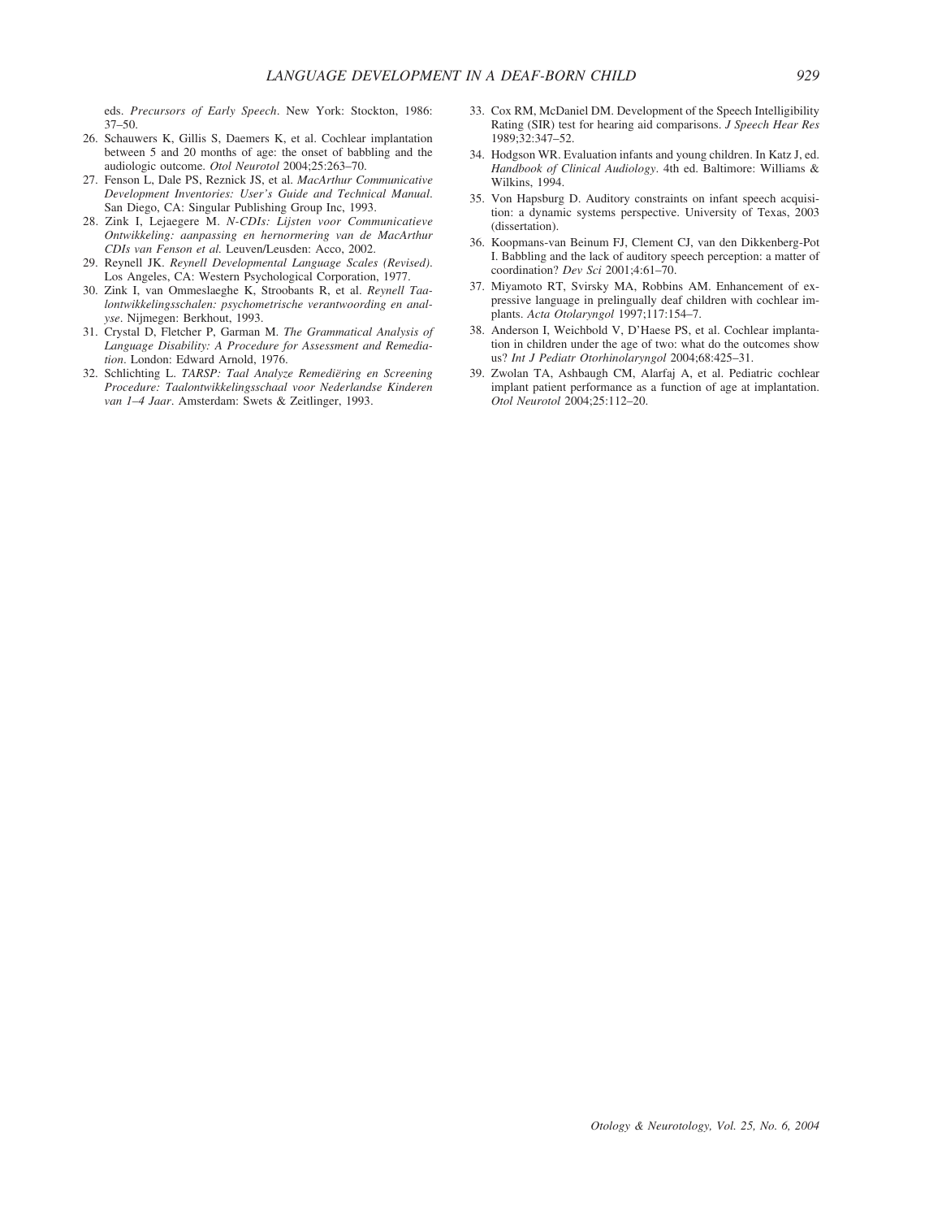eds. *Precursors of Early Speech*. New York: Stockton, 1986: 37–50.

26. Schauwers K, Gillis S, Daemers K, et al. Cochlear implantation between 5 and 20 months of age: the onset of babbling and the audiologic outcome. *Otol Neurotol* 2004;25:263–70.
27. Fenson L, Dale PS, Reznick JS, et al. *MacArthur Communicative Development Inventories: User's Guide and Technical Manual*. San Diego, CA: Singular Publishing Group Inc, 1993.
28. Zink I, Lejaegere M. *N-CDIs: Lijsten voor Communicatieve Ontwikkeling: aanpassing en hernormering van de MacArthur CDIs van Fenson et al.* Leuven/Leusden: Acco, 2002.
29. Reynell JK. *Reynell Developmental Language Scales (Revised)*. Los Angeles, CA: Western Psychological Corporation, 1977.
30. Zink I, van Ommeslaeghe K, Stroobants R, et al. *Reynell Taalontwikkelingsschalen: psychometrische verantwoording en analyse*. Nijmegen: Berkhout, 1993.
31. Crystal D, Fletcher P, Garman M. *The Grammatical Analysis of Language Disability: A Procedure for Assessment and Remediation*. London: Edward Arnold, 1976.
32. Schlichting L. *TARSP: Taal Analyze Remediëring en Screening Procedure: Taalontwikkelingsschaal voor Nederlandse Kinderen van 1–4 Jaar*. Amsterdam: Swets & Zeitlinger, 1993.
33. Cox RM, McDaniel DM. Development of the Speech Intelligibility Rating (SIR) test for hearing aid comparisons. *J Speech Hear Res* 1989;32:347–52.
34. Hodgson WR. Evaluation infants and young children. In Katz J, ed. *Handbook of Clinical Audiology*. 4th ed. Baltimore: Williams & Wilkins, 1994.
35. Von Hapsburg D. Auditory constraints on infant speech acquisition: a dynamic systems perspective. University of Texas, 2003 (dissertation).
36. Koopmans-van Beinum FJ, Clement CJ, van den Dikkenberg-Pot I. Babbling and the lack of auditory speech perception: a matter of coordination? *Dev Sci* 2001;4:61–70.
37. Miyamoto RT, Svirsky MA, Robbins AM. Enhancement of expressive language in prelingually deaf children with cochlear implants. *Acta Otolaryngol* 1997;117:154–7.
38. Anderson I, Weichbold V, D'Haese PS, et al. Cochlear implantation in children under the age of two: what do the outcomes show us? *Int J Pediatr Otorhinolaryngol* 2004;68:425–31.
39. Zwolan TA, Ashbaugh CM, Alarfaj A, et al. Pediatric cochlear implant patient performance as a function of age at implantation. *Otol Neurotol* 2004;25:112–20.